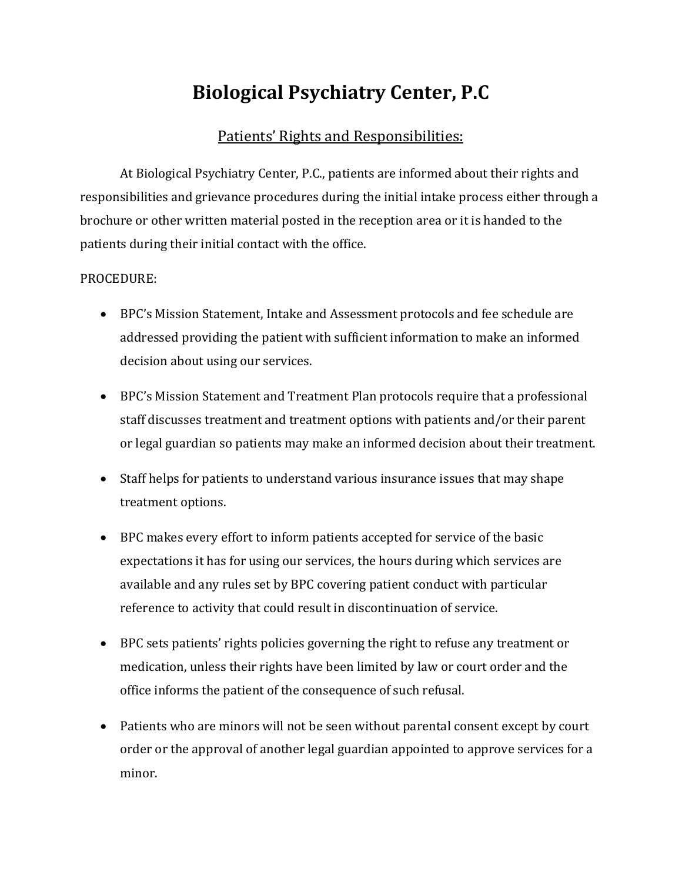# Biological Psychiatry Center, P.C

## Patients' Rights and Responsibilities:

At Biological Psychiatry Center, P.C., patients are informed about their rights and responsibilities and grievance procedures during the initial intake process either through a brochure or other written material posted in the reception area or it is handed to the patients during their initial contact with the office.

PROCEDURE:

- BPC's Mission Statement, Intake and Assessment protocols and fee schedule are addressed providing the patient with sufficient information to make an informed decision about using our services.
- BPC's Mission Statement and Treatment Plan protocols require that a professional staff discusses treatment and treatment options with patients and/or their parent or legal guardian so patients may make an informed decision about their treatment.
- Staff helps for patients to understand various insurance issues that may shape treatment options.
- BPC makes every effort to inform patients accepted for service of the basic expectations it has for using our services, the hours during which services are available and any rules set by BPC covering patient conduct with particular reference to activity that could result in discontinuation of service.
- BPC sets patients' rights policies governing the right to refuse any treatment or medication, unless their rights have been limited by law or court order and the office informs the patient of the consequence of such refusal.
- Patients who are minors will not be seen without parental consent except by court order or the approval of another legal guardian appointed to approve services for a minor.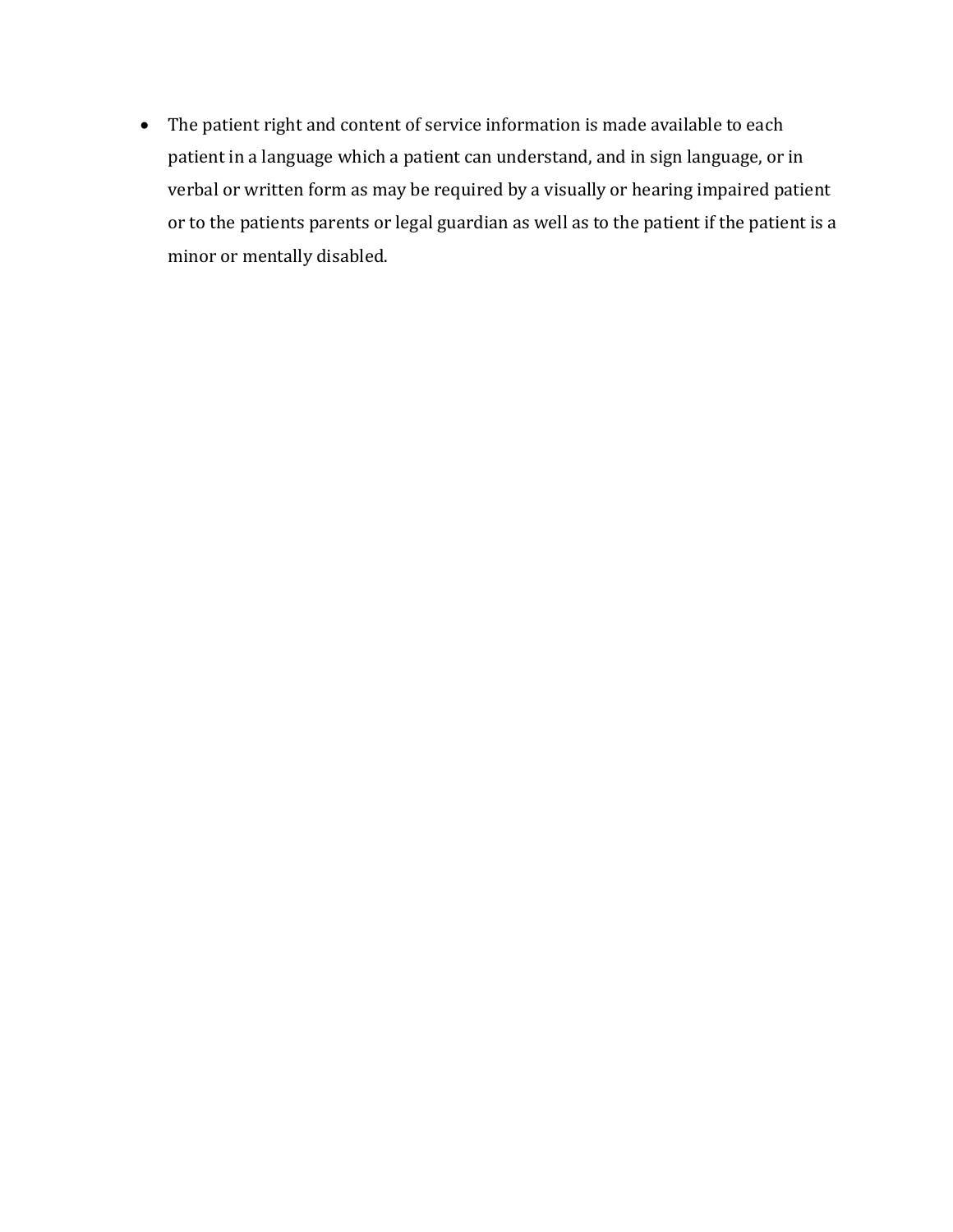- The patient right and content of service information is made available to each patient in a language which a patient can understand, and in sign language, or in verbal or written form as may be required by a visually or hearing impaired patient or to the patients parents or legal guardian as well as to the patient if the patient is a minor or mentally disabled.